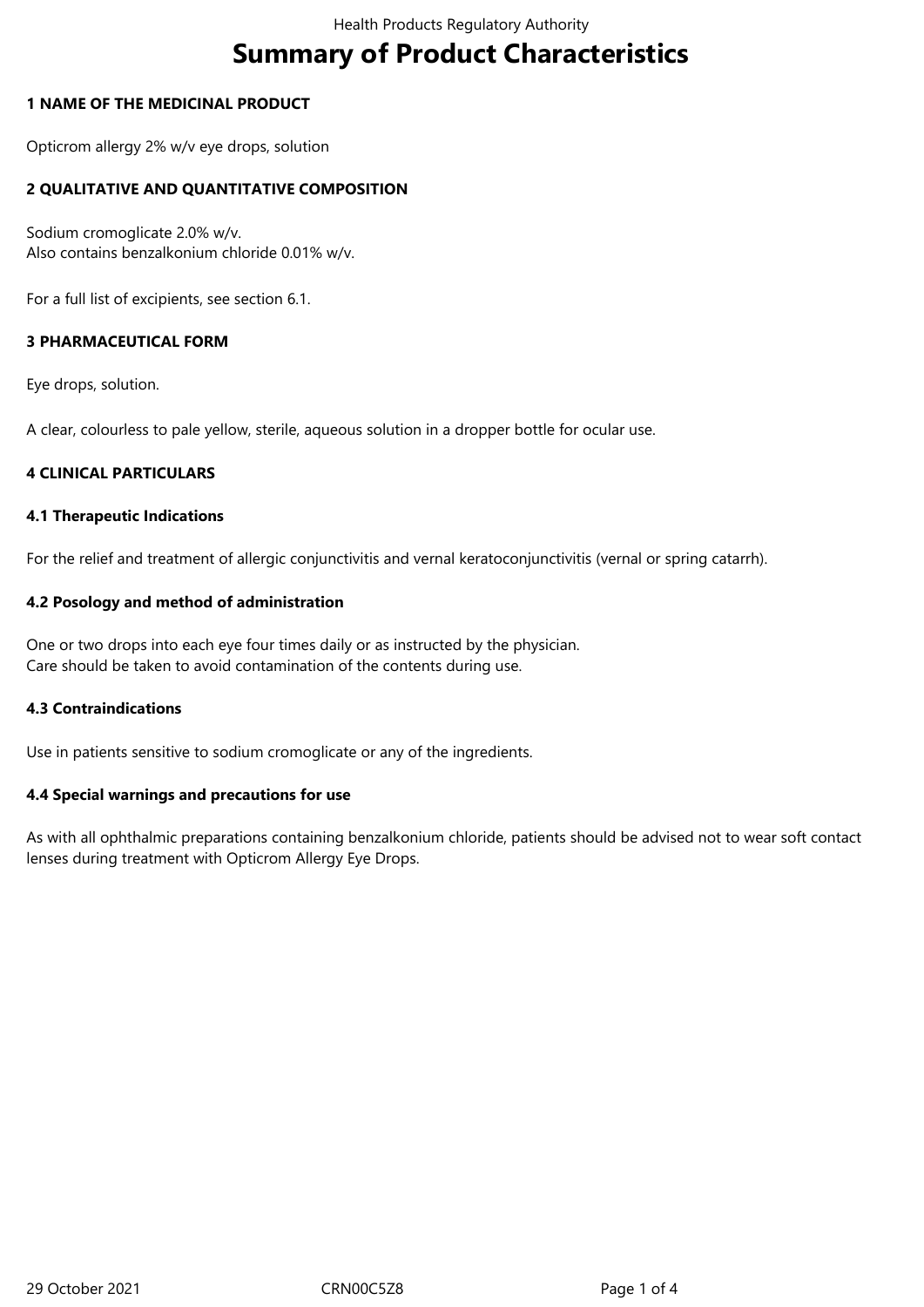# Summary of Product Characteristics

## 1 NAME OF THE MEDICINAL PRODUCT

Opticrom allergy 2% w/v eye drops, solution

## 2 QUALITATIVE AND QUANTITATIVE COMPOSITION

Sodium cromoglicate 2.0% w/v.
Also contains benzalkonium chloride 0.01% w/v.

For a full list of excipients, see section 6.1.

## 3 PHARMACEUTICAL FORM

Eye drops, solution.

A clear, colourless to pale yellow, sterile, aqueous solution in a dropper bottle for ocular use.

## 4 CLINICAL PARTICULARS

### 4.1 Therapeutic Indications

For the relief and treatment of allergic conjunctivitis and vernal keratoconjunctivitis (vernal or spring catarrh).

### 4.2 Posology and method of administration

One or two drops into each eye four times daily or as instructed by the physician.
Care should be taken to avoid contamination of the contents during use.

### 4.3 Contraindications

Use in patients sensitive to sodium cromoglicate or any of the ingredients.

### 4.4 Special warnings and precautions for use

As with all ophthalmic preparations containing benzalkonium chloride, patients should be advised not to wear soft contact lenses during treatment with Opticrom Allergy Eye Drops.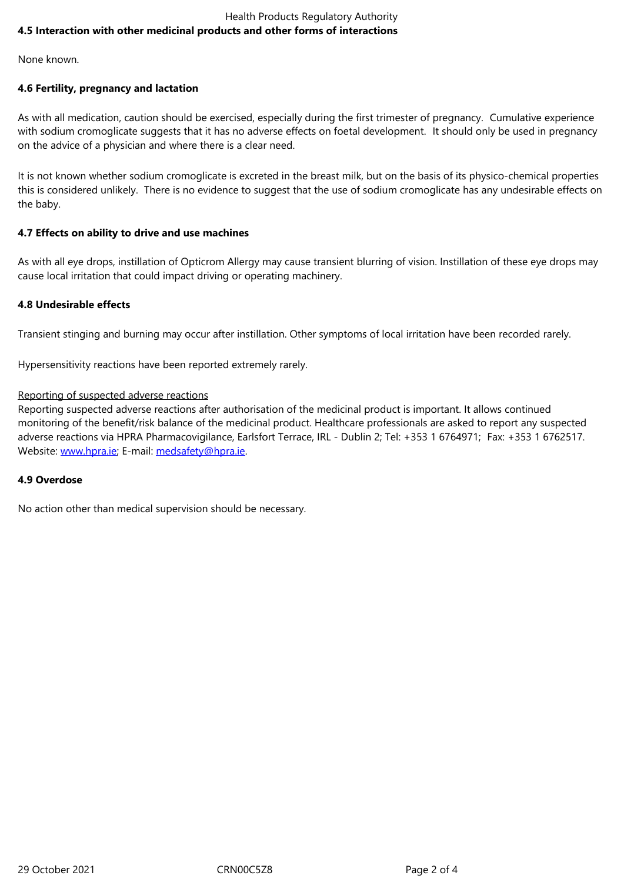**4.5 Interaction with other medicinal products and other forms of interactions**

None known.

**4.6 Fertility, pregnancy and lactation**

As with all medication, caution should be exercised, especially during the first trimester of pregnancy. Cumulative experience with sodium cromoglicate suggests that it has no adverse effects on foetal development. It should only be used in pregnancy on the advice of a physician and where there is a clear need.

It is not known whether sodium cromoglicate is excreted in the breast milk, but on the basis of its physico-chemical properties this is considered unlikely. There is no evidence to suggest that the use of sodium cromoglicate has any undesirable effects on the baby.

**4.7 Effects on ability to drive and use machines**

As with all eye drops, instillation of Opticrom Allergy may cause transient blurring of vision. Instillation of these eye drops may cause local irritation that could impact driving or operating machinery.

**4.8 Undesirable effects**

Transient stinging and burning may occur after instillation. Other symptoms of local irritation have been recorded rarely.

Hypersensitivity reactions have been reported extremely rarely.

Reporting of suspected adverse reactions

Reporting suspected adverse reactions after authorisation of the medicinal product is important. It allows continued monitoring of the benefit/risk balance of the medicinal product. Healthcare professionals are asked to report any suspected adverse reactions via HPRA Pharmacovigilance, Earlsfort Terrace, IRL - Dublin 2; Tel: +353 1 6764971; Fax: +353 1 6762517. Website: www.hpra.ie; E-mail: medsafety@hpra.ie.

**4.9 Overdose**

No action other than medical supervision should be necessary.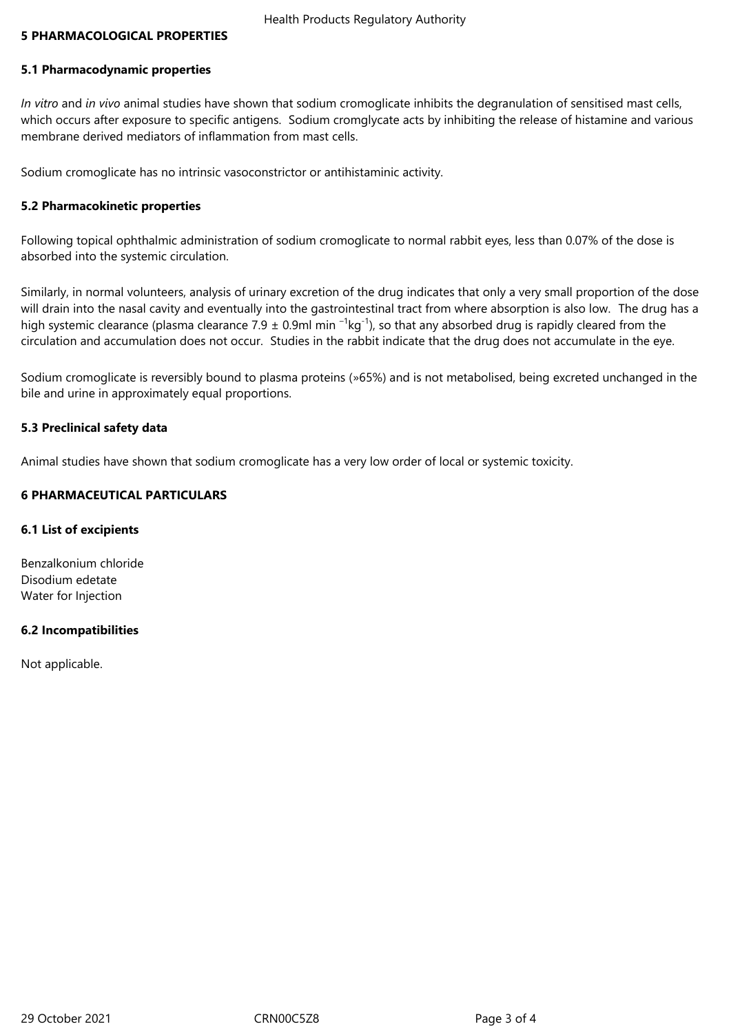## 5 PHARMACOLOGICAL PROPERTIES

### 5.1 Pharmacodynamic properties

*In vitro* and *in vivo* animal studies have shown that sodium cromoglicate inhibits the degranulation of sensitised mast cells, which occurs after exposure to specific antigens. Sodium cromglycate acts by inhibiting the release of histamine and various membrane derived mediators of inflammation from mast cells.

Sodium cromoglicate has no intrinsic vasoconstrictor or antihistaminic activity.

### 5.2 Pharmacokinetic properties

Following topical ophthalmic administration of sodium cromoglicate to normal rabbit eyes, less than 0.07% of the dose is absorbed into the systemic circulation.

Similarly, in normal volunteers, analysis of urinary excretion of the drug indicates that only a very small proportion of the dose will drain into the nasal cavity and eventually into the gastrointestinal tract from where absorption is also low. The drug has a high systemic clearance (plasma clearance $7.9 \pm 0.9$ml min $^{-1}$kg$^{-1}$), so that any absorbed drug is rapidly cleared from the circulation and accumulation does not occur. Studies in the rabbit indicate that the drug does not accumulate in the eye.

Sodium cromoglicate is reversibly bound to plasma proteins (»65%) and is not metabolised, being excreted unchanged in the bile and urine in approximately equal proportions.

### 5.3 Preclinical safety data

Animal studies have shown that sodium cromoglicate has a very low order of local or systemic toxicity.

## 6 PHARMACEUTICAL PARTICULARS

### 6.1 List of excipients

Benzalkonium chloride
Disodium edetate
Water for Injection

### 6.2 Incompatibilities

Not applicable.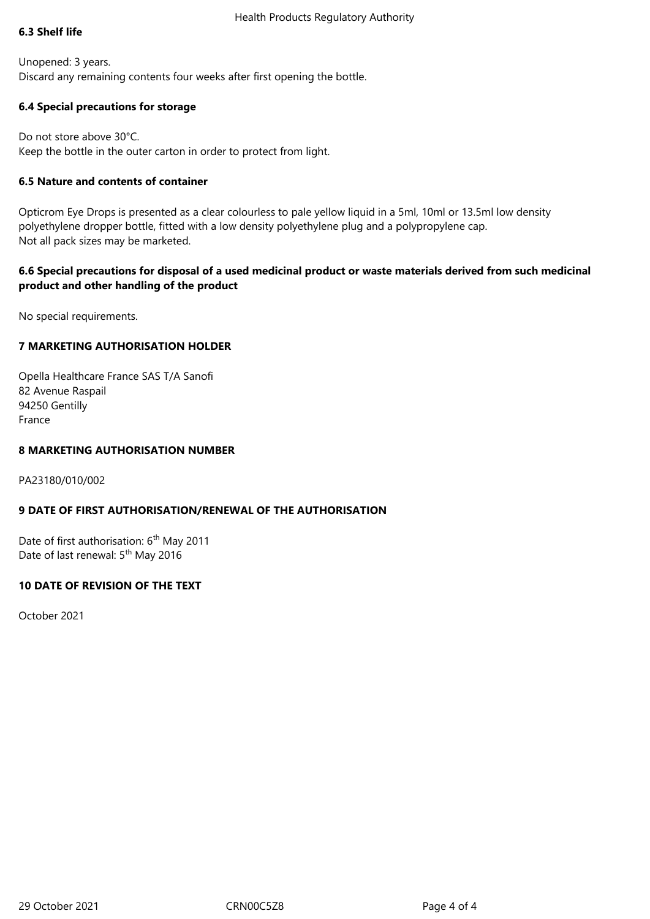### 6.3 Shelf life

Unopened: 3 years.
Discard any remaining contents four weeks after first opening the bottle.

### 6.4 Special precautions for storage

Do not store above 30°C.
Keep the bottle in the outer carton in order to protect from light.

### 6.5 Nature and contents of container

Opticrom Eye Drops is presented as a clear colourless to pale yellow liquid in a 5ml, 10ml or 13.5ml low density polyethylene dropper bottle, fitted with a low density polyethylene plug and a polypropylene cap.
Not all pack sizes may be marketed.

### 6.6 Special precautions for disposal of a used medicinal product or waste materials derived from such medicinal product and other handling of the product

No special requirements.

## 7 MARKETING AUTHORISATION HOLDER

Opella Healthcare France SAS T/A Sanofi
82 Avenue Raspail
94250 Gentilly
France

## 8 MARKETING AUTHORISATION NUMBER

PA23180/010/002

## 9 DATE OF FIRST AUTHORISATION/RENEWAL OF THE AUTHORISATION

Date of first authorisation: 6th May 2011
Date of last renewal: 5th May 2016

## 10 DATE OF REVISION OF THE TEXT

October 2021